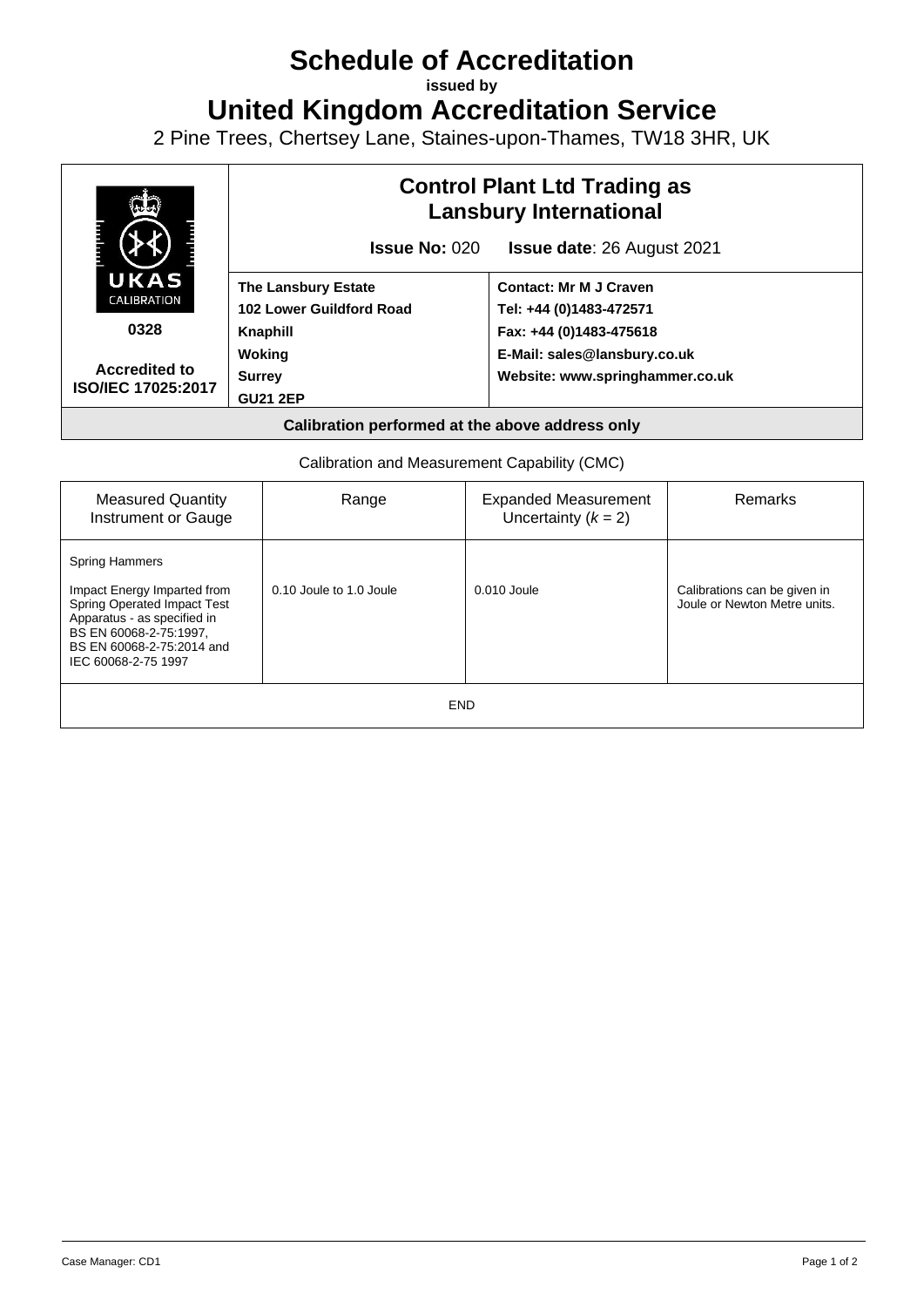# Schedule of Accreditation

**issued by**

# United Kingdom Accreditation Service

2 Pine Trees, Chertsey Lane, Staines-upon-Thames, TW18 3HR, UK

| UKAS CALIBRATION **0328** **Accredited to ISO/IEC 17025:2017** | **Control Plant Ltd Trading as Lansbury International** **Issue No:** 020 **Issue date**: 26 August 2021 | |
|---|---|---|
| | **The Lansbury Estate** **102 Lower Guildford Road** **Knaphill** **Woking** **Surrey** **GU21 2EP** | **Contact: Mr M J Craven** **Tel: +44 (0)1483-472571** **Fax: +44 (0)1483-475618** **E-Mail: sales@lansbury.co.uk** **Website: www.springhammer.co.uk** |
| **Calibration performed at the above address only** | | |

Calibration and Measurement Capability (CMC)

| Measured Quantity Instrument or Gauge | Range | Expanded Measurement Uncertainty ($k$ = 2) | Remarks |
|---|---|---|---|
| Spring Hammers<br><br>Impact Energy Imparted from Spring Operated Impact Test Apparatus - as specified in BS EN 60068-2-75:1997, BS EN 60068-2-75:2014 and IEC 60068-2-75 1997 | 0.10 Joule to 1.0 Joule | 0.010 Joule | Calibrations can be given in Joule or Newton Metre units. |
| END | | | |

Case Manager: CD1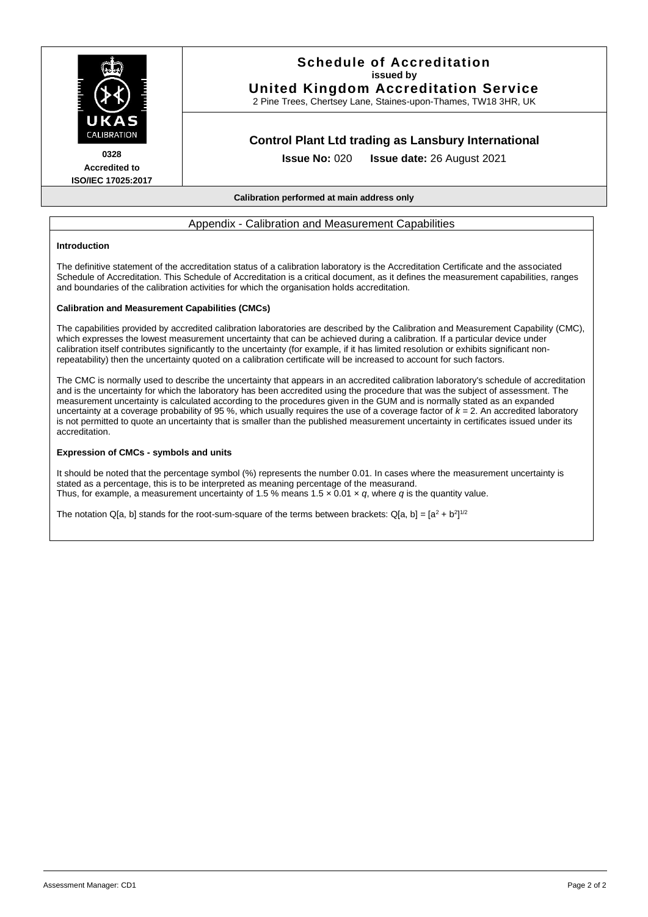**0328**
**Accredited to**
**ISO/IEC 17025:2017**

# Schedule of Accreditation
**issued by**
**United Kingdom Accreditation Service**
2 Pine Trees, Chertsey Lane, Staines-upon-Thames, TW18 3HR, UK

## Control Plant Ltd trading as Lansbury International

**Issue No:** 020 **Issue date:** 26 August 2021

**Calibration performed at main address only**

## Appendix - Calibration and Measurement Capabilities

### Introduction

The definitive statement of the accreditation status of a calibration laboratory is the Accreditation Certificate and the associated Schedule of Accreditation. This Schedule of Accreditation is a critical document, as it defines the measurement capabilities, ranges and boundaries of the calibration activities for which the organisation holds accreditation.

### Calibration and Measurement Capabilities (CMCs)

The capabilities provided by accredited calibration laboratories are described by the Calibration and Measurement Capability (CMC), which expresses the lowest measurement uncertainty that can be achieved during a calibration. If a particular device under calibration itself contributes significantly to the uncertainty (for example, if it has limited resolution or exhibits significant non-repeatability) then the uncertainty quoted on a calibration certificate will be increased to account for such factors.

The CMC is normally used to describe the uncertainty that appears in an accredited calibration laboratory's schedule of accreditation and is the uncertainty for which the laboratory has been accredited using the procedure that was the subject of assessment. The measurement uncertainty is calculated according to the procedures given in the GUM and is normally stated as an expanded uncertainty at a coverage probability of 95 %, which usually requires the use of a coverage factor of $k = 2$. An accredited laboratory is not permitted to quote an uncertainty that is smaller than the published measurement uncertainty in certificates issued under its accreditation.

### Expression of CMCs - symbols and units

It should be noted that the percentage symbol (%) represents the number 0.01. In cases where the measurement uncertainty is stated as a percentage, this is to be interpreted as meaning percentage of the measurand.
Thus, for example, a measurement uncertainty of 1.5 % means $1.5 \times 0.01 \times q$, where $q$ is the quantity value.

The notation Q[a, b] stands for the root-sum-square of the terms between brackets: $Q[a, b] = [a^2 + b^2]^{1/2}$

Assessment Manager: CD1